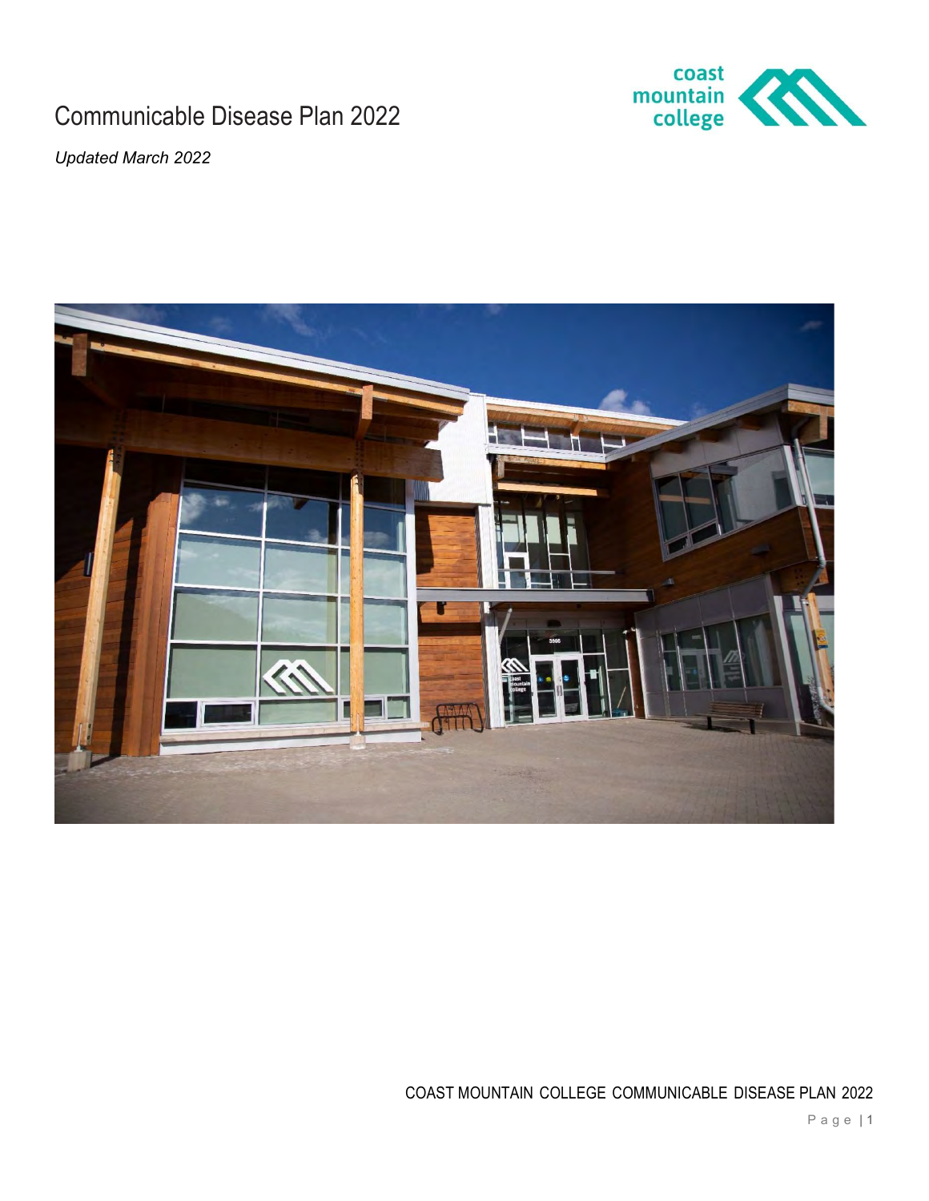# Communicable Disease Plan 2022

*Updated March 2022*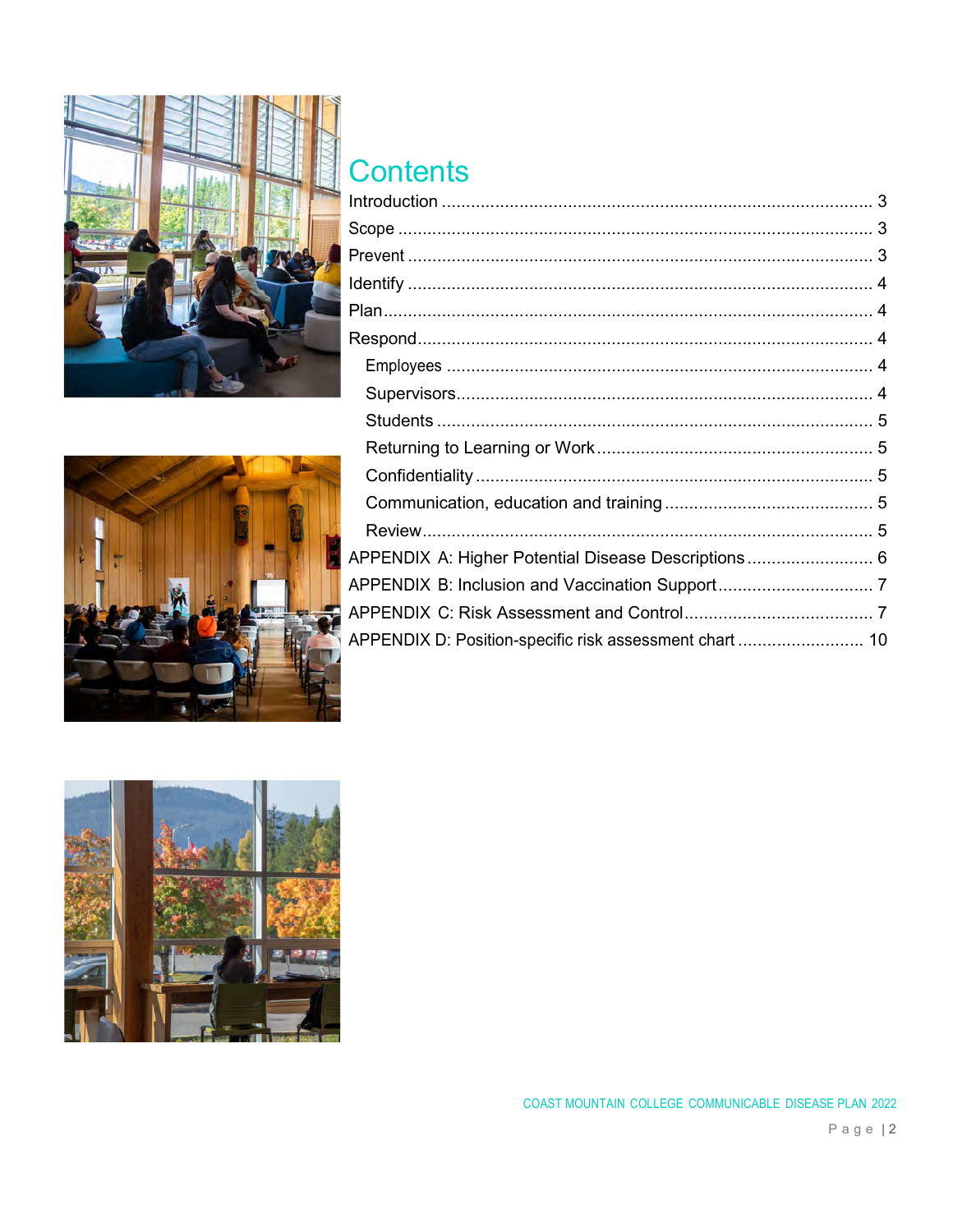# Contents

- Introduction ........ 3
- Scope ........ 3
- Prevent ........ 3
- Identify ........ 4
- Plan ........ 4
- Respond ........ 4
  - Employees ........ 4
  - Supervisors ........ 4
  - Students ........ 5
  - Returning to Learning or Work ........ 5
  - Confidentiality ........ 5
  - Communication, education and training ........ 5
  - Review ........ 5
- APPENDIX A: Higher Potential Disease Descriptions ........ 6
- APPENDIX B: Inclusion and Vaccination Support ........ 7
- APPENDIX C: Risk Assessment and Control ........ 7
- APPENDIX D: Position-specific risk assessment chart ........ 10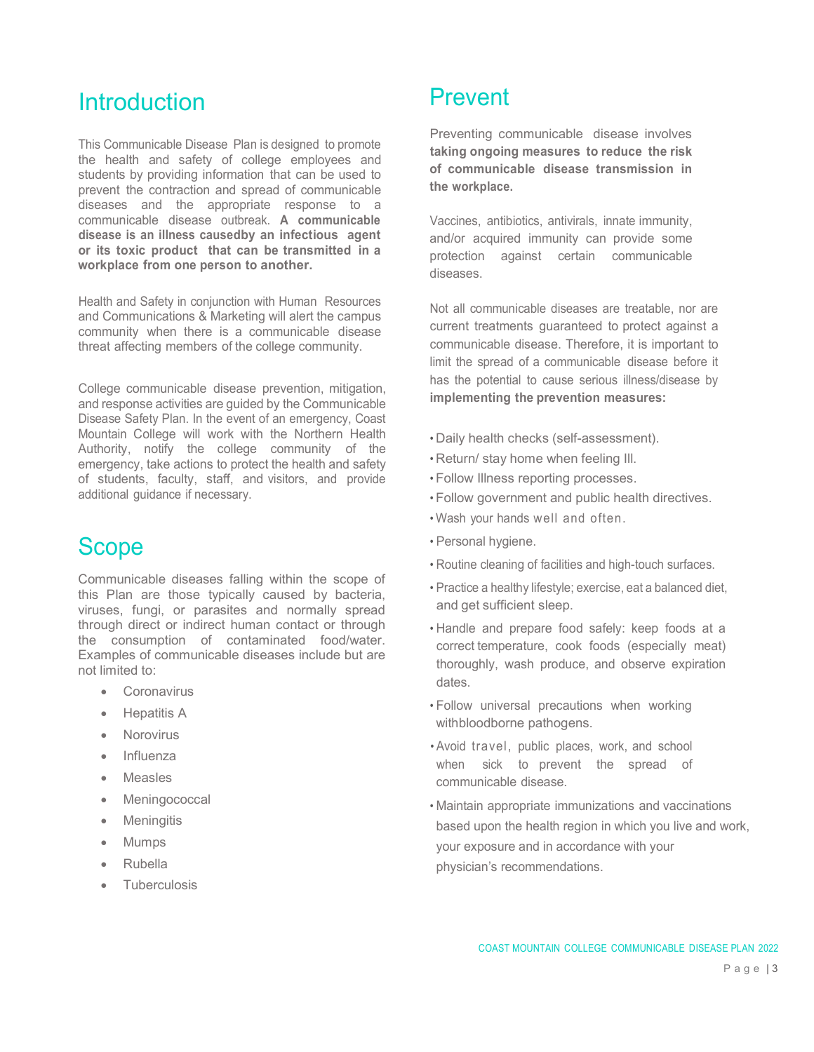## Introduction

This Communicable Disease Plan is designed to promote the health and safety of college employees and students by providing information that can be used to prevent the contraction and spread of communicable diseases and the appropriate response to a communicable disease outbreak. **A communicable disease is an illness causedby an infectious agent or its toxic product that can be transmitted in a workplace from one person to another.**

Health and Safety in conjunction with Human Resources and Communications & Marketing will alert the campus community when there is a communicable disease threat affecting members of the college community.

College communicable disease prevention, mitigation, and response activities are guided by the Communicable Disease Safety Plan. In the event of an emergency, Coast Mountain College will work with the Northern Health Authority, notify the college community of the emergency, take actions to protect the health and safety of students, faculty, staff, and visitors, and provide additional guidance if necessary.

## Scope

Communicable diseases falling within the scope of this Plan are those typically caused by bacteria, viruses, fungi, or parasites and normally spread through direct or indirect human contact or through the consumption of contaminated food/water. Examples of communicable diseases include but are not limited to:

- Coronavirus
- Hepatitis A
- Norovirus
- Influenza
- Measles
- Meningococcal
- Meningitis
- Mumps
- Rubella
- Tuberculosis

## Prevent

Preventing communicable disease involves **taking ongoing measures to reduce the risk of communicable disease transmission in the workplace.**

Vaccines, antibiotics, antivirals, innate immunity, and/or acquired immunity can provide some protection against certain communicable diseases.

Not all communicable diseases are treatable, nor are current treatments guaranteed to protect against a communicable disease. Therefore, it is important to limit the spread of a communicable disease before it has the potential to cause serious illness/disease by **implementing the prevention measures:**

- Daily health checks (self-assessment).
- Return/ stay home when feeling Ill.
- Follow Illness reporting processes.
- Follow government and public health directives.
- Wash your hands well and often.
- Personal hygiene.
- Routine cleaning of facilities and high-touch surfaces.
- Practice a healthy lifestyle; exercise, eat a balanced diet, and get sufficient sleep.
- Handle and prepare food safely: keep foods at a correct temperature, cook foods (especially meat) thoroughly, wash produce, and observe expiration dates.
- Follow universal precautions when working withbloodborne pathogens.
- Avoid travel, public places, work, and school when sick to prevent the spread of communicable disease.
- Maintain appropriate immunizations and vaccinations based upon the health region in which you live and work, your exposure and in accordance with your physician's recommendations.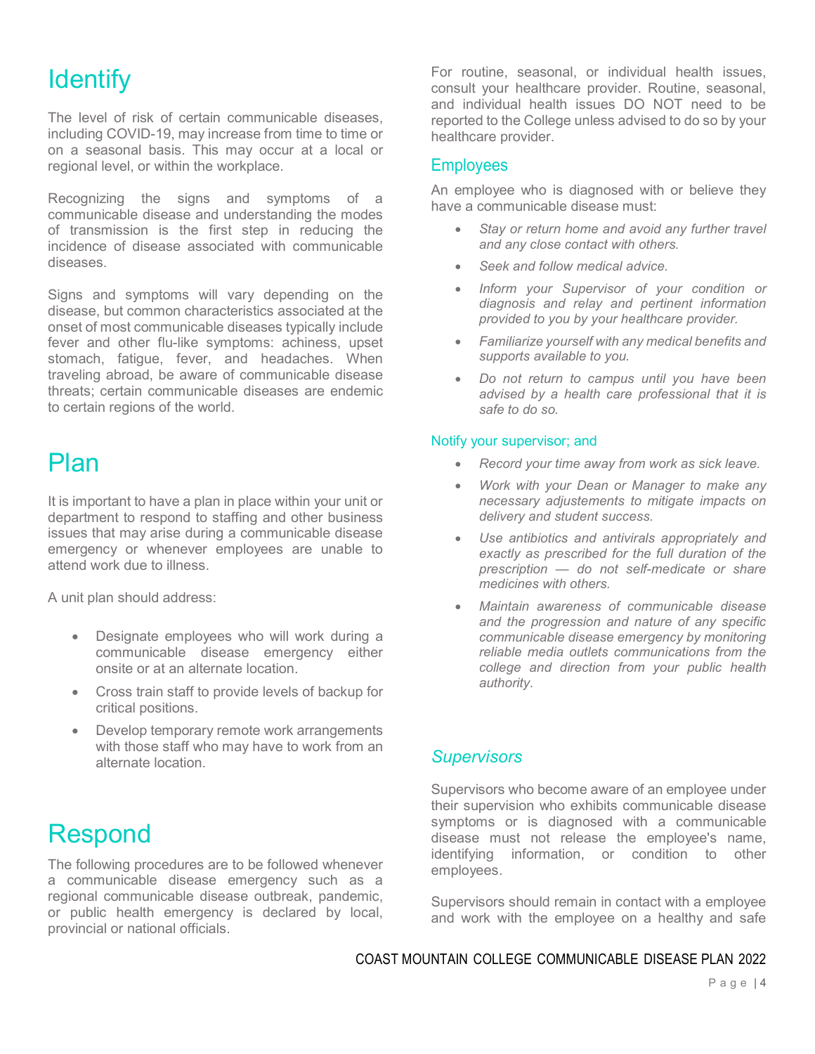# Identify

The level of risk of certain communicable diseases, including COVID-19, may increase from time to time or on a seasonal basis. This may occur at a local or regional level, or within the workplace.

Recognizing the signs and symptoms of a communicable disease and understanding the modes of transmission is the first step in reducing the incidence of disease associated with communicable diseases.

Signs and symptoms will vary depending on the disease, but common characteristics associated at the onset of most communicable diseases typically include fever and other flu-like symptoms: achiness, upset stomach, fatigue, fever, and headaches. When traveling abroad, be aware of communicable disease threats; certain communicable diseases are endemic to certain regions of the world.

# Plan

It is important to have a plan in place within your unit or department to respond to staffing and other business issues that may arise during a communicable disease emergency or whenever employees are unable to attend work due to illness.

A unit plan should address:

- Designate employees who will work during a communicable disease emergency either onsite or at an alternate location.
- Cross train staff to provide levels of backup for critical positions.
- Develop temporary remote work arrangements with those staff who may have to work from an alternate location.

# Respond

The following procedures are to be followed whenever a communicable disease emergency such as a regional communicable disease outbreak, pandemic, or public health emergency is declared by local, provincial or national officials.

For routine, seasonal, or individual health issues, consult your healthcare provider. Routine, seasonal, and individual health issues DO NOT need to be reported to the College unless advised to do so by your healthcare provider.

## Employees

An employee who is diagnosed with or believe they have a communicable disease must:

- *Stay or return home and avoid any further travel and any close contact with others.*
- *Seek and follow medical advice.*
- *Inform your Supervisor of your condition or diagnosis and relay and pertinent information provided to you by your healthcare provider.*
- *Familiarize yourself with any medical benefits and supports available to you.*
- *Do not return to campus until you have been advised by a health care professional that it is safe to do so.*

### Notify your supervisor; and

- *Record your time away from work as sick leave.*
- *Work with your Dean or Manager to make any necessary adjustements to mitigate impacts on delivery and student success.*
- *Use antibiotics and antivirals appropriately and exactly as prescribed for the full duration of the prescription — do not self-medicate or share medicines with others.*
- *Maintain awareness of communicable disease and the progression and nature of any specific communicable disease emergency by monitoring reliable media outlets communications from the college and direction from your public health authority.*

## *Supervisors*

Supervisors who become aware of an employee under their supervision who exhibits communicable disease symptoms or is diagnosed with a communicable disease must not release the employee's name, identifying information, or condition to other employees.

Supervisors should remain in contact with a employee and work with the employee on a healthy and safe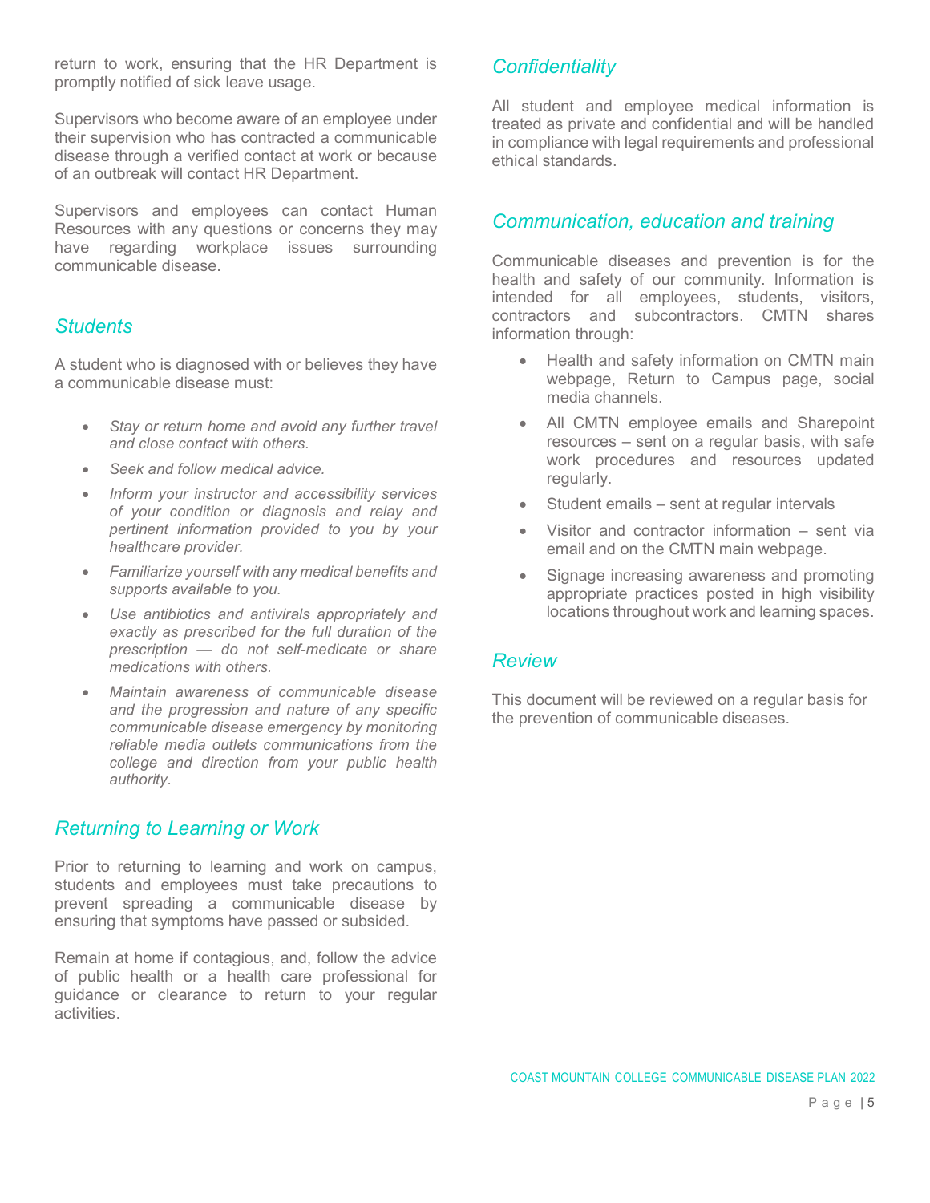return to work, ensuring that the HR Department is promptly notified of sick leave usage.

Supervisors who become aware of an employee under their supervision who has contracted a communicable disease through a verified contact at work or because of an outbreak will contact HR Department.

Supervisors and employees can contact Human Resources with any questions or concerns they may have regarding workplace issues surrounding communicable disease.

## *Students*

A student who is diagnosed with or believes they have a communicable disease must:

- *Stay or return home and avoid any further travel and close contact with others.*
- *Seek and follow medical advice.*
- *Inform your instructor and accessibility services of your condition or diagnosis and relay and pertinent information provided to you by your healthcare provider.*
- *Familiarize yourself with any medical benefits and supports available to you.*
- *Use antibiotics and antivirals appropriately and exactly as prescribed for the full duration of the prescription — do not self-medicate or share medications with others.*
- *Maintain awareness of communicable disease and the progression and nature of any specific communicable disease emergency by monitoring reliable media outlets communications from the college and direction from your public health authority.*

## *Returning to Learning or Work*

Prior to returning to learning and work on campus, students and employees must take precautions to prevent spreading a communicable disease by ensuring that symptoms have passed or subsided.

Remain at home if contagious, and, follow the advice of public health or a health care professional for guidance or clearance to return to your regular activities.

## *Confidentiality*

All student and employee medical information is treated as private and confidential and will be handled in compliance with legal requirements and professional ethical standards.

## *Communication, education and training*

Communicable diseases and prevention is for the health and safety of our community. Information is intended for all employees, students, visitors, contractors and subcontractors. CMTN shares information through:

- Health and safety information on CMTN main webpage, Return to Campus page, social media channels.
- All CMTN employee emails and Sharepoint resources – sent on a regular basis, with safe work procedures and resources updated regularly.
- Student emails – sent at regular intervals
- Visitor and contractor information – sent via email and on the CMTN main webpage.
- Signage increasing awareness and promoting appropriate practices posted in high visibility locations throughout work and learning spaces.

## *Review*

This document will be reviewed on a regular basis for the prevention of communicable diseases.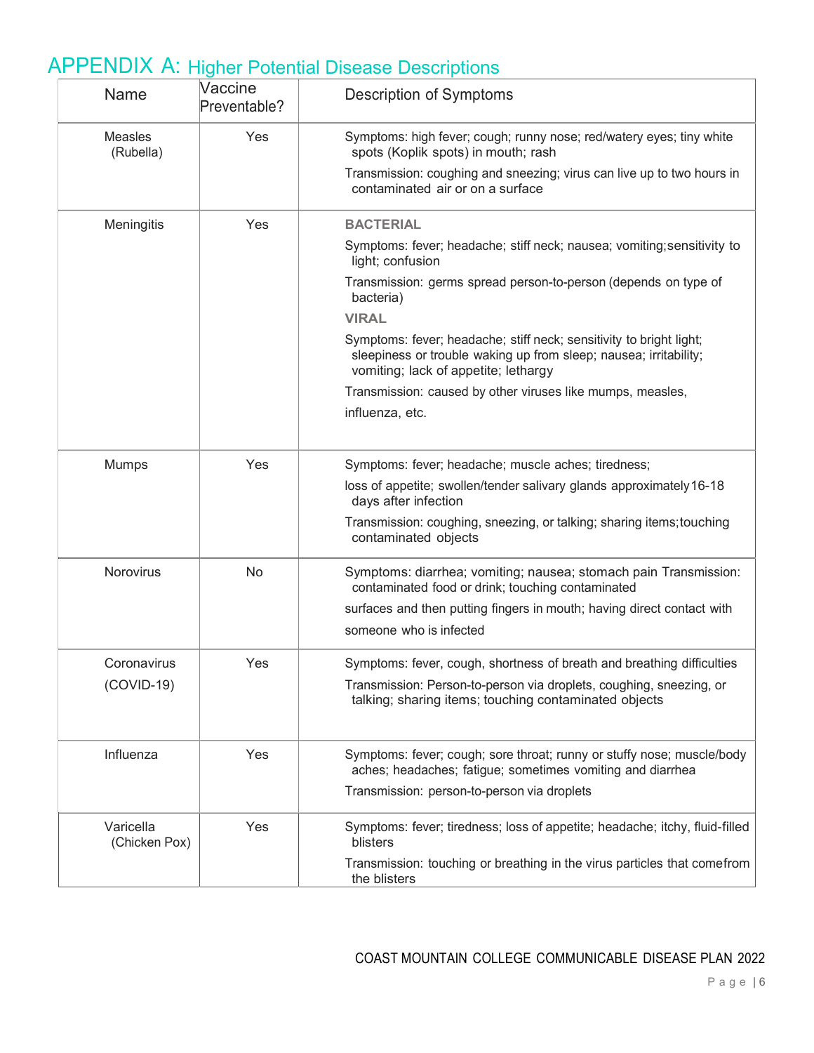# APPENDIX A: Higher Potential Disease Descriptions

| Name | Vaccine Preventable? | Description of Symptoms |
|---|---|---|
| Measles (Rubella) | Yes | Symptoms: high fever; cough; runny nose; red/watery eyes; tiny white spots (Koplik spots) in mouth; rash<br><br>Transmission: coughing and sneezing; virus can live up to two hours in contaminated air or on a surface |
| Meningitis | Yes | **BACTERIAL**<br><br>Symptoms: fever; headache; stiff neck; nausea; vomiting;sensitivity to light; confusion<br><br>Transmission: germs spread person-to-person (depends on type of bacteria)<br><br>**VIRAL**<br><br>Symptoms: fever; headache; stiff neck; sensitivity to bright light; sleepiness or trouble waking up from sleep; nausea; irritability; vomiting; lack of appetite; lethargy<br><br>Transmission: caused by other viruses like mumps, measles, influenza, etc. |
| Mumps | Yes | Symptoms: fever; headache; muscle aches; tiredness; loss of appetite; swollen/tender salivary glands approximately16-18 days after infection<br><br>Transmission: coughing, sneezing, or talking; sharing items;touching contaminated objects |
| Norovirus | No | Symptoms: diarrhea; vomiting; nausea; stomach pain Transmission: contaminated food or drink; touching contaminated surfaces and then putting fingers in mouth; having direct contact with someone who is infected |
| Coronavirus (COVID-19) | Yes | Symptoms: fever, cough, shortness of breath and breathing difficulties<br><br>Transmission: Person-to-person via droplets, coughing, sneezing, or talking; sharing items; touching contaminated objects |
| Influenza | Yes | Symptoms: fever; cough; sore throat; runny or stuffy nose; muscle/body aches; headaches; fatigue; sometimes vomiting and diarrhea<br><br>Transmission: person-to-person via droplets |
| Varicella (Chicken Pox) | Yes | Symptoms: fever; tiredness; loss of appetite; headache; itchy, fluid-filled blisters<br><br>Transmission: touching or breathing in the virus particles that comefrom the blisters |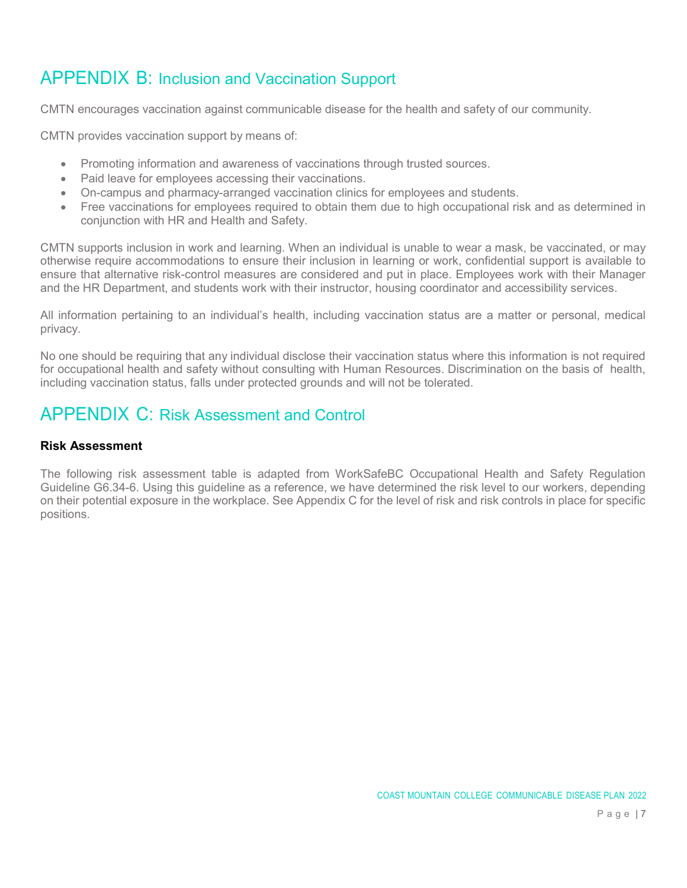# APPENDIX B: Inclusion and Vaccination Support

CMTN encourages vaccination against communicable disease for the health and safety of our community.

CMTN provides vaccination support by means of:

- Promoting information and awareness of vaccinations through trusted sources.
- Paid leave for employees accessing their vaccinations.
- On-campus and pharmacy-arranged vaccination clinics for employees and students.
- Free vaccinations for employees required to obtain them due to high occupational risk and as determined in conjunction with HR and Health and Safety.

CMTN supports inclusion in work and learning. When an individual is unable to wear a mask, be vaccinated, or may otherwise require accommodations to ensure their inclusion in learning or work, confidential support is available to ensure that alternative risk-control measures are considered and put in place. Employees work with their Manager and the HR Department, and students work with their instructor, housing coordinator and accessibility services.

All information pertaining to an individual's health, including vaccination status are a matter or personal, medical privacy.

No one should be requiring that any individual disclose their vaccination status where this information is not required for occupational health and safety without consulting with Human Resources. Discrimination on the basis of health, including vaccination status, falls under protected grounds and will not be tolerated.

# APPENDIX C: Risk Assessment and Control

**Risk Assessment**

The following risk assessment table is adapted from WorkSafeBC Occupational Health and Safety Regulation Guideline G6.34-6. Using this guideline as a reference, we have determined the risk level to our workers, depending on their potential exposure in the workplace. See Appendix C for the level of risk and risk controls in place for specific positions.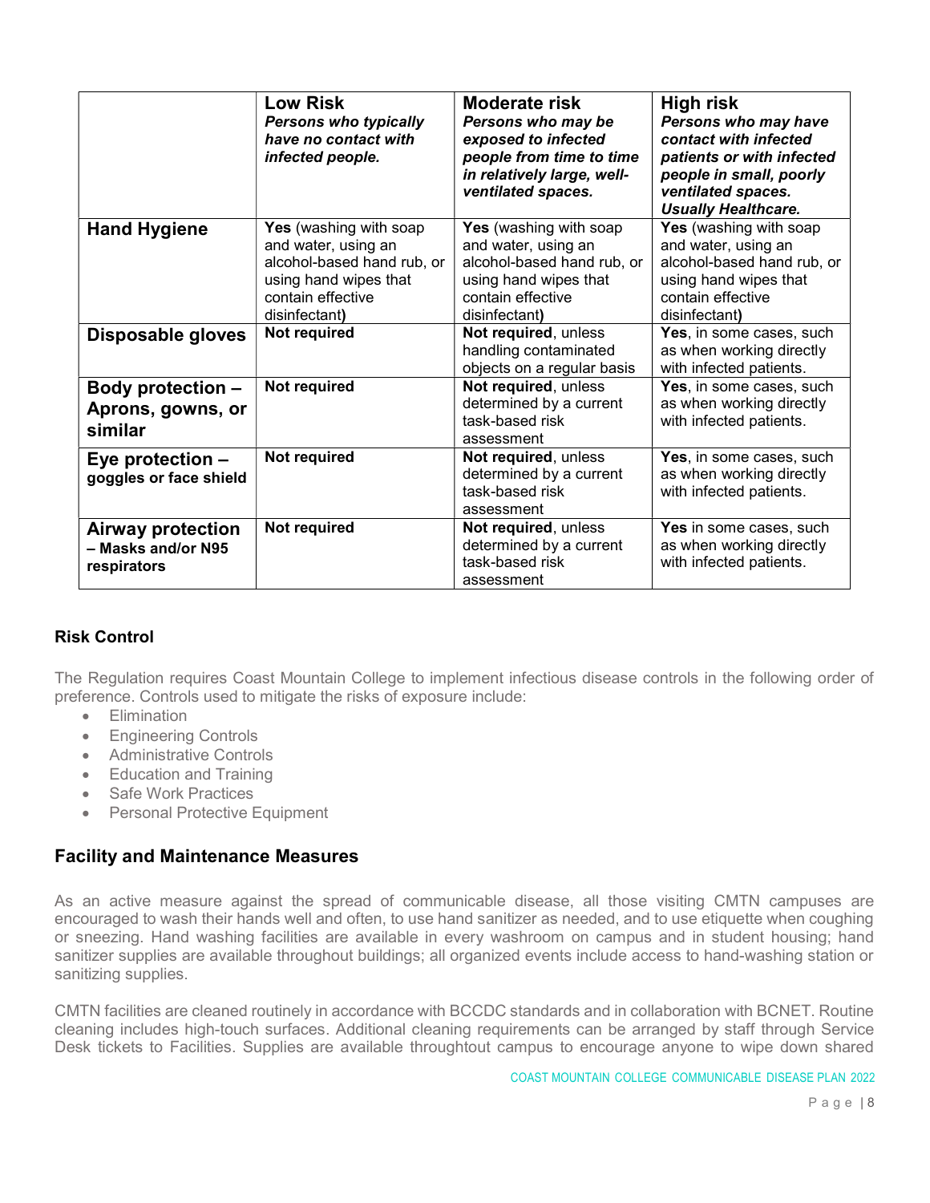| | **Low Risk** ***Persons who typically have no contact with infected people.*** | **Moderate risk** ***Persons who may be exposed to infected people from time to time in relatively large, well-ventilated spaces.*** | **High risk** ***Persons who may have contact with infected patients or with infected people in small, poorly ventilated spaces. Usually Healthcare.*** |
|---|---|---|---|
| **Hand Hygiene** | **Yes** (washing with soap and water, using an alcohol-based hand rub, or using hand wipes that contain effective disinfectant**)** | **Yes** (washing with soap and water, using an alcohol-based hand rub, or using hand wipes that contain effective disinfectant**)** | **Yes** (washing with soap and water, using an alcohol-based hand rub, or using hand wipes that contain effective disinfectant**)** |
| **Disposable gloves** | **Not required** | **Not required**, unless handling contaminated objects on a regular basis | **Yes**, in some cases, such as when working directly with infected patients. |
| **Body protection – Aprons, gowns, or similar** | **Not required** | **Not required**, unless determined by a current task-based risk assessment | **Yes**, in some cases, such as when working directly with infected patients. |
| **Eye protection – goggles or face shield** | **Not required** | **Not required**, unless determined by a current task-based risk assessment | **Yes**, in some cases, such as when working directly with infected patients. |
| **Airway protection – Masks and/or N95 respirators** | **Not required** | **Not required**, unless determined by a current task-based risk assessment | **Yes** in some cases, such as when working directly with infected patients. |

### Risk Control

The Regulation requires Coast Mountain College to implement infectious disease controls in the following order of preference. Controls used to mitigate the risks of exposure include:

- Elimination
- Engineering Controls
- Administrative Controls
- Education and Training
- Safe Work Practices
- Personal Protective Equipment

## Facility and Maintenance Measures

As an active measure against the spread of communicable disease, all those visiting CMTN campuses are encouraged to wash their hands well and often, to use hand sanitizer as needed, and to use etiquette when coughing or sneezing. Hand washing facilities are available in every washroom on campus and in student housing; hand sanitizer supplies are available throughout buildings; all organized events include access to hand-washing station or sanitizing supplies.

CMTN facilities are cleaned routinely in accordance with BCCDC standards and in collaboration with BCNET. Routine cleaning includes high-touch surfaces. Additional cleaning requirements can be arranged by staff through Service Desk tickets to Facilities. Supplies are available throughtout campus to encourage anyone to wipe down shared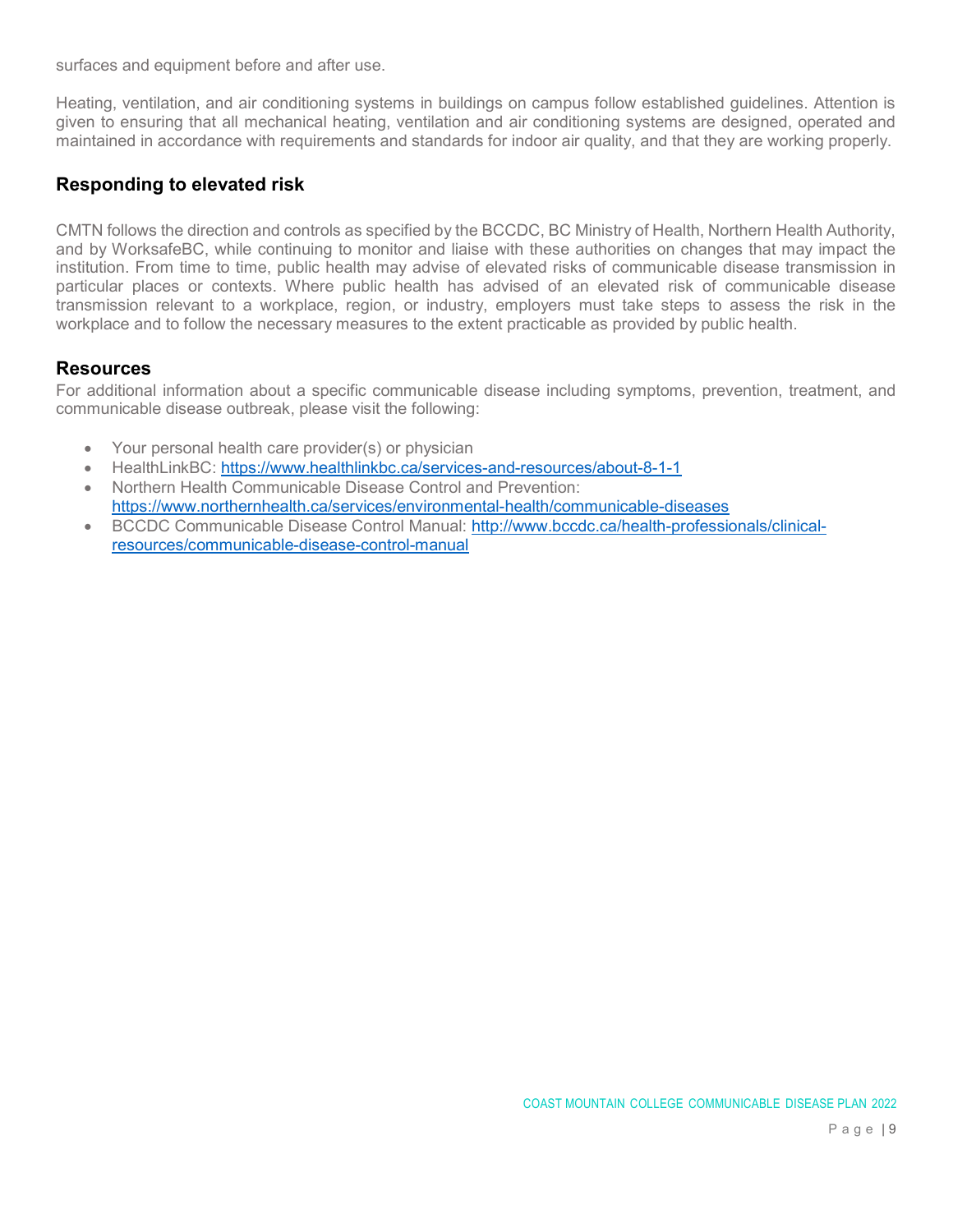surfaces and equipment before and after use.

Heating, ventilation, and air conditioning systems in buildings on campus follow established guidelines. Attention is given to ensuring that all mechanical heating, ventilation and air conditioning systems are designed, operated and maintained in accordance with requirements and standards for indoor air quality, and that they are working properly.

## Responding to elevated risk

CMTN follows the direction and controls as specified by the BCCDC, BC Ministry of Health, Northern Health Authority, and by WorksafeBC, while continuing to monitor and liaise with these authorities on changes that may impact the institution. From time to time, public health may advise of elevated risks of communicable disease transmission in particular places or contexts. Where public health has advised of an elevated risk of communicable disease transmission relevant to a workplace, region, or industry, employers must take steps to assess the risk in the workplace and to follow the necessary measures to the extent practicable as provided by public health.

## Resources

For additional information about a specific communicable disease including symptoms, prevention, treatment, and communicable disease outbreak, please visit the following:

- Your personal health care provider(s) or physician
- HealthLinkBC: [https://www.healthlinkbc.ca/services-and-resources/about-8-1-1](https://www.healthlinkbc.ca/services-and-resources/about-8-1-1)
- Northern Health Communicable Disease Control and Prevention: [https://www.northernhealth.ca/services/environmental-health/communicable-diseases](https://www.northernhealth.ca/services/environmental-health/communicable-diseases)
- BCCDC Communicable Disease Control Manual: [http://www.bccdc.ca/health-professionals/clinical-resources/communicable-disease-control-manual](http://www.bccdc.ca/health-professionals/clinical-resources/communicable-disease-control-manual)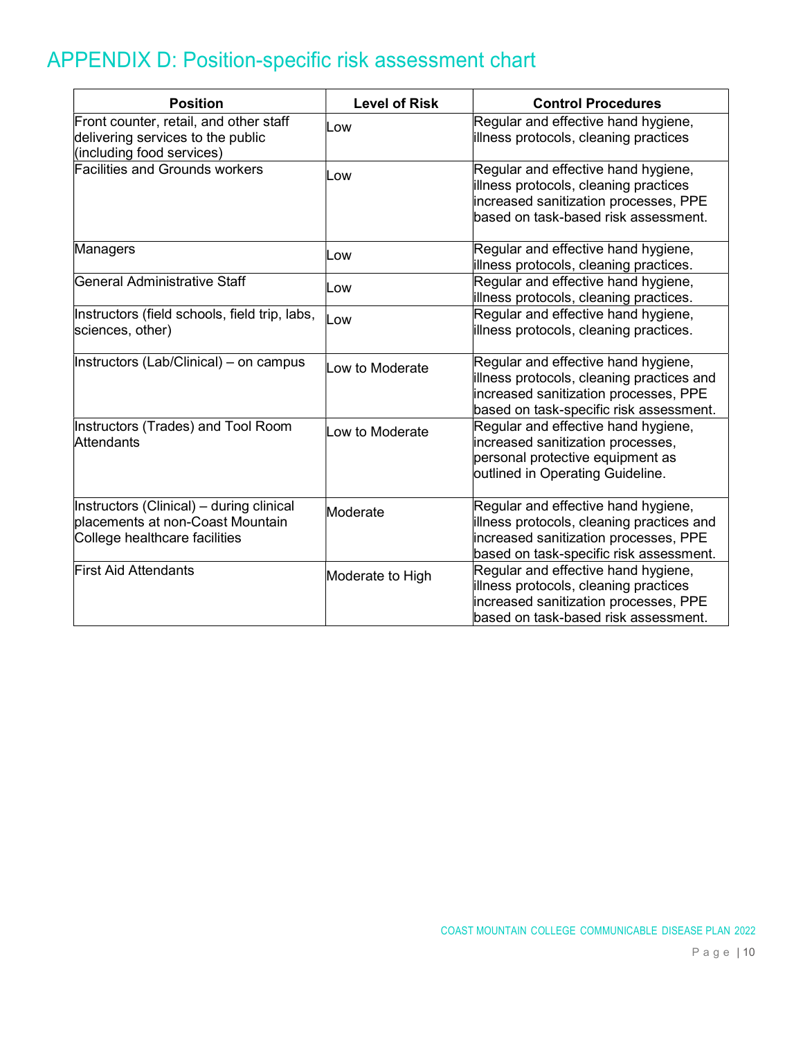# APPENDIX D: Position-specific risk assessment chart

| Position | Level of Risk | Control Procedures |
| --- | --- | --- |
| Front counter, retail, and other staff delivering services to the public (including food services) | Low | Regular and effective hand hygiene, illness protocols, cleaning practices |
| Facilities and Grounds workers | Low | Regular and effective hand hygiene, illness protocols, cleaning practices increased sanitization processes, PPE based on task-based risk assessment. |
| Managers | Low | Regular and effective hand hygiene, illness protocols, cleaning practices. |
| General Administrative Staff | Low | Regular and effective hand hygiene, illness protocols, cleaning practices. |
| Instructors (field schools, field trip, labs, sciences, other) | Low | Regular and effective hand hygiene, illness protocols, cleaning practices. |
| Instructors (Lab/Clinical) – on campus | Low to Moderate | Regular and effective hand hygiene, illness protocols, cleaning practices and increased sanitization processes, PPE based on task-specific risk assessment. |
| Instructors (Trades) and Tool Room Attendants | Low to Moderate | Regular and effective hand hygiene, increased sanitization processes, personal protective equipment as outlined in Operating Guideline. |
| Instructors (Clinical) – during clinical placements at non-Coast Mountain College healthcare facilities | Moderate | Regular and effective hand hygiene, illness protocols, cleaning practices and increased sanitization processes, PPE based on task-specific risk assessment. |
| First Aid Attendants | Moderate to High | Regular and effective hand hygiene, illness protocols, cleaning practices increased sanitization processes, PPE based on task-based risk assessment. |